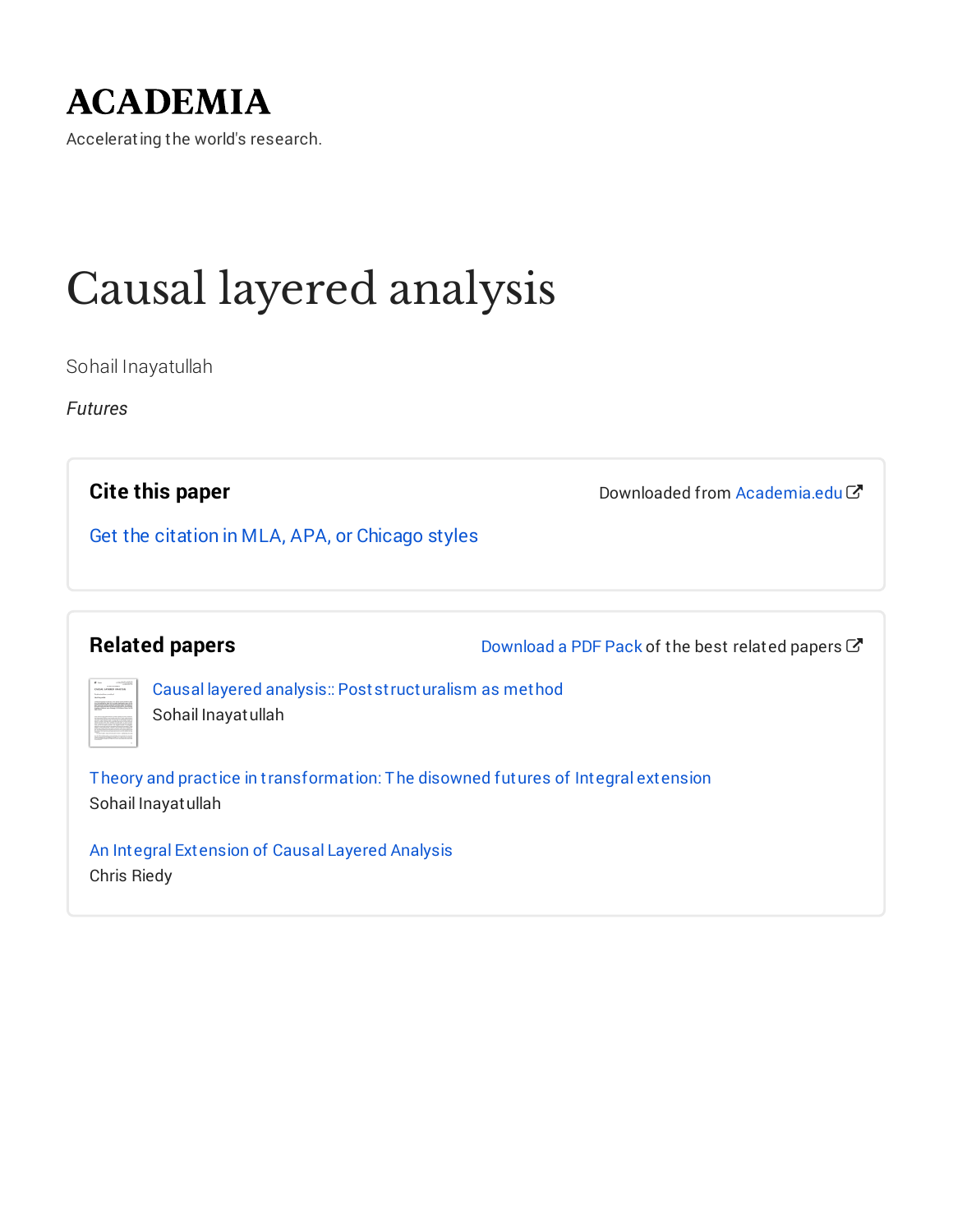# ACADEMIA

Accelerating the world's research.

# Causal layered analysis

Sohail Inayatullah

*Futures*

## Cite this paper

Downloaded from Academia.edu

Get the citation in MLA, APA, or Chicago styles

## Related papers

Download a PDF Pack of the best related papers

Causal layered analysis:: Poststructuralism as method
Sohail Inayatullah

Theory and practice in transformation: The disowned futures of Integral extension
Sohail Inayatullah

An Integral Extension of Causal Layered Analysis
Chris Riedy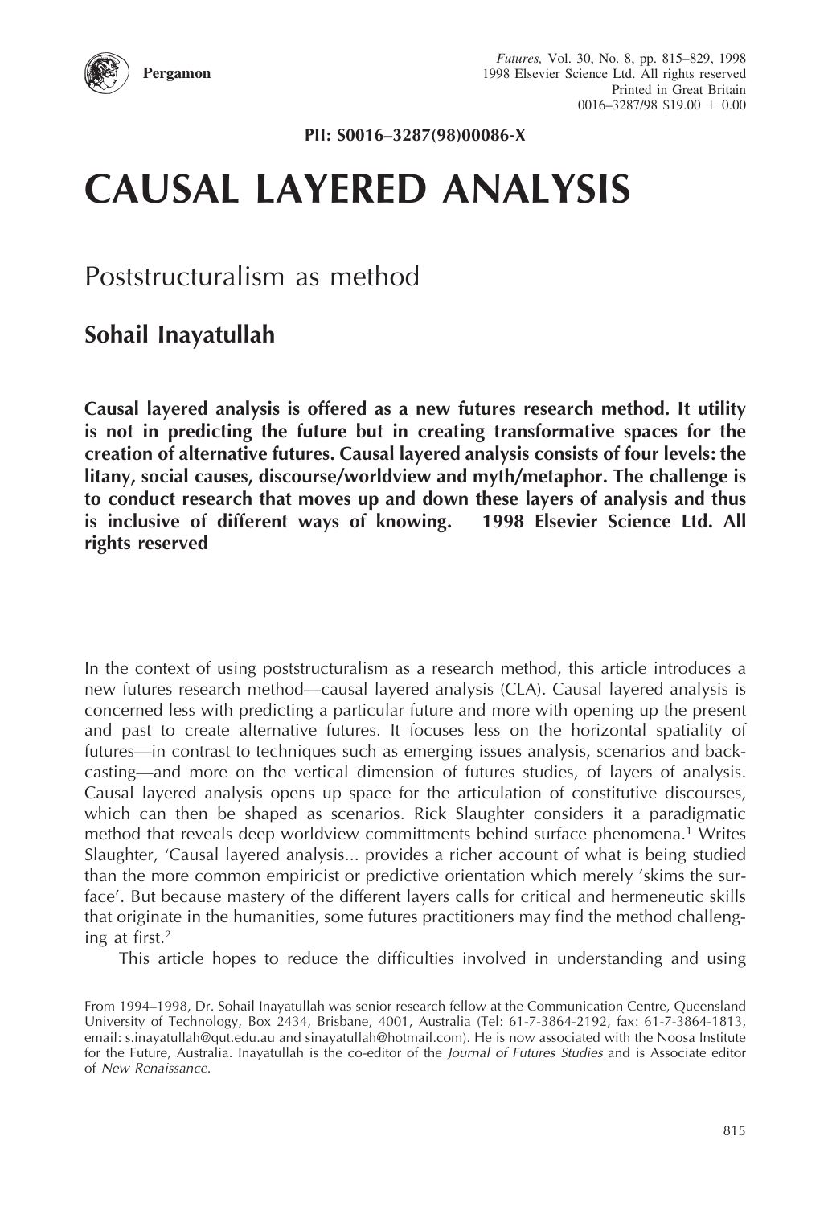PII: S0016–3287(98)00086-X

# CAUSAL LAYERED ANALYSIS

## Poststructuralism as method

**Sohail Inayatullah**

**Causal layered analysis is offered as a new futures research method. It utility is not in predicting the future but in creating transformative spaces for the creation of alternative futures. Causal layered analysis consists of four levels: the litany, social causes, discourse/worldview and myth/metaphor. The challenge is to conduct research that moves up and down these layers of analysis and thus is inclusive of different ways of knowing. 1998 Elsevier Science Ltd. All rights reserved**

In the context of using poststructuralism as a research method, this article introduces a new futures research method—causal layered analysis (CLA). Causal layered analysis is concerned less with predicting a particular future and more with opening up the present and past to create alternative futures. It focuses less on the horizontal spatiality of futures—in contrast to techniques such as emerging issues analysis, scenarios and back-casting—and more on the vertical dimension of futures studies, of layers of analysis. Causal layered analysis opens up space for the articulation of constitutive discourses, which can then be shaped as scenarios. Rick Slaughter considers it a paradigmatic method that reveals deep worldview committments behind surface phenomena.[1] Writes Slaughter, 'Causal layered analysis... provides a richer account of what is being studied than the more common empiricist or predictive orientation which merely 'skims the surface'. But because mastery of the different layers calls for critical and hermeneutic skills that originate in the humanities, some futures practitioners may find the method challenging at first.[2]

This article hopes to reduce the difficulties involved in understanding and using

From 1994–1998, Dr. Sohail Inayatullah was senior research fellow at the Communication Centre, Queensland University of Technology, Box 2434, Brisbane, 4001, Australia (Tel: 61-7-3864-2192, fax: 61-7-3864-1813, email: s.inayatullah@qut.edu.au and sinayatullah@hotmail.com). He is now associated with the Noosa Institute for the Future, Australia. Inayatullah is the co-editor of the *Journal of Futures Studies* and is Associate editor of *New Renaissance*.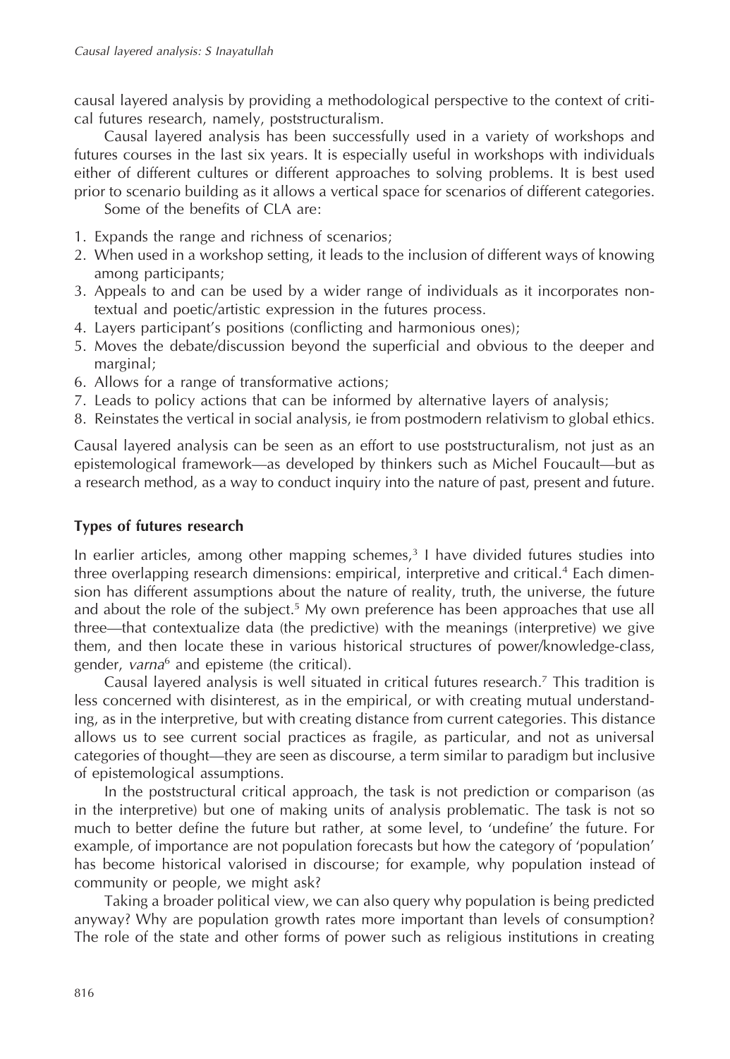causal layered analysis by providing a methodological perspective to the context of critical futures research, namely, poststructuralism.

Causal layered analysis has been successfully used in a variety of workshops and futures courses in the last six years. It is especially useful in workshops with individuals either of different cultures or different approaches to solving problems. It is best used prior to scenario building as it allows a vertical space for scenarios of different categories.

Some of the benefits of CLA are:

1. Expands the range and richness of scenarios;
2. When used in a workshop setting, it leads to the inclusion of different ways of knowing among participants;
3. Appeals to and can be used by a wider range of individuals as it incorporates non-textual and poetic/artistic expression in the futures process.
4. Layers participant's positions (conflicting and harmonious ones);
5. Moves the debate/discussion beyond the superficial and obvious to the deeper and marginal;
6. Allows for a range of transformative actions;
7. Leads to policy actions that can be informed by alternative layers of analysis;
8. Reinstates the vertical in social analysis, ie from postmodern relativism to global ethics.

Causal layered analysis can be seen as an effort to use poststructuralism, not just as an epistemological framework—as developed by thinkers such as Michel Foucault—but as a research method, as a way to conduct inquiry into the nature of past, present and future.

### Types of futures research

In earlier articles, among other mapping schemes,[3] I have divided futures studies into three overlapping research dimensions: empirical, interpretive and critical.[4] Each dimension has different assumptions about the nature of reality, truth, the universe, the future and about the role of the subject.[5] My own preference has been approaches that use all three—that contextualize data (the predictive) with the meanings (interpretive) we give them, and then locate these in various historical structures of power/knowledge-class, gender, *varna*[6] and episteme (the critical).

Causal layered analysis is well situated in critical futures research.[7] This tradition is less concerned with disinterest, as in the empirical, or with creating mutual understanding, as in the interpretive, but with creating distance from current categories. This distance allows us to see current social practices as fragile, as particular, and not as universal categories of thought—they are seen as discourse, a term similar to paradigm but inclusive of epistemological assumptions.

In the poststructural critical approach, the task is not prediction or comparison (as in the interpretive) but one of making units of analysis problematic. The task is not so much to better define the future but rather, at some level, to 'undefine' the future. For example, of importance are not population forecasts but how the category of 'population' has become historical valorised in discourse; for example, why population instead of community or people, we might ask?

Taking a broader political view, we can also query why population is being predicted anyway? Why are population growth rates more important than levels of consumption? The role of the state and other forms of power such as religious institutions in creating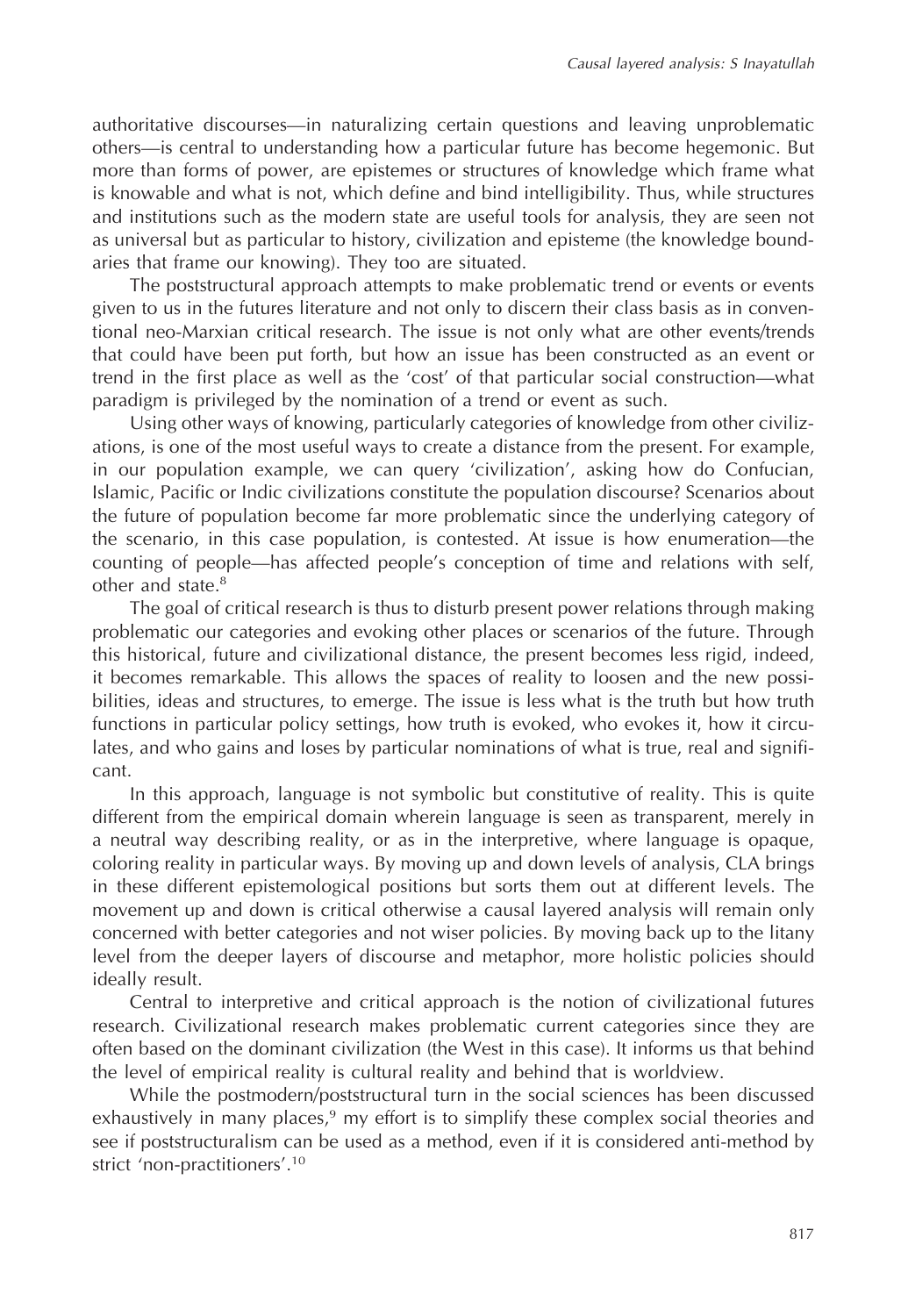authoritative discourses—in naturalizing certain questions and leaving unproblematic others—is central to understanding how a particular future has become hegemonic. But more than forms of power, are epistemes or structures of knowledge which frame what is knowable and what is not, which define and bind intelligibility. Thus, while structures and institutions such as the modern state are useful tools for analysis, they are seen not as universal but as particular to history, civilization and episteme (the knowledge boundaries that frame our knowing). They too are situated.

The poststructural approach attempts to make problematic trend or events or events given to us in the futures literature and not only to discern their class basis as in conventional neo-Marxian critical research. The issue is not only what are other events/trends that could have been put forth, but how an issue has been constructed as an event or trend in the first place as well as the 'cost' of that particular social construction—what paradigm is privileged by the nomination of a trend or event as such.

Using other ways of knowing, particularly categories of knowledge from other civilizations, is one of the most useful ways to create a distance from the present. For example, in our population example, we can query 'civilization', asking how do Confucian, Islamic, Pacific or Indic civilizations constitute the population discourse? Scenarios about the future of population become far more problematic since the underlying category of the scenario, in this case population, is contested. At issue is how enumeration—the counting of people—has affected people's conception of time and relations with self, other and state.[8]

The goal of critical research is thus to disturb present power relations through making problematic our categories and evoking other places or scenarios of the future. Through this historical, future and civilizational distance, the present becomes less rigid, indeed, it becomes remarkable. This allows the spaces of reality to loosen and the new possibilities, ideas and structures, to emerge. The issue is less what is the truth but how truth functions in particular policy settings, how truth is evoked, who evokes it, how it circulates, and who gains and loses by particular nominations of what is true, real and significant.

In this approach, language is not symbolic but constitutive of reality. This is quite different from the empirical domain wherein language is seen as transparent, merely in a neutral way describing reality, or as in the interpretive, where language is opaque, coloring reality in particular ways. By moving up and down levels of analysis, CLA brings in these different epistemological positions but sorts them out at different levels. The movement up and down is critical otherwise a causal layered analysis will remain only concerned with better categories and not wiser policies. By moving back up to the litany level from the deeper layers of discourse and metaphor, more holistic policies should ideally result.

Central to interpretive and critical approach is the notion of civilizational futures research. Civilizational research makes problematic current categories since they are often based on the dominant civilization (the West in this case). It informs us that behind the level of empirical reality is cultural reality and behind that is worldview.

While the postmodern/poststructural turn in the social sciences has been discussed exhaustively in many places,[9] my effort is to simplify these complex social theories and see if poststructuralism can be used as a method, even if it is considered anti-method by strict 'non-practitioners'.[10]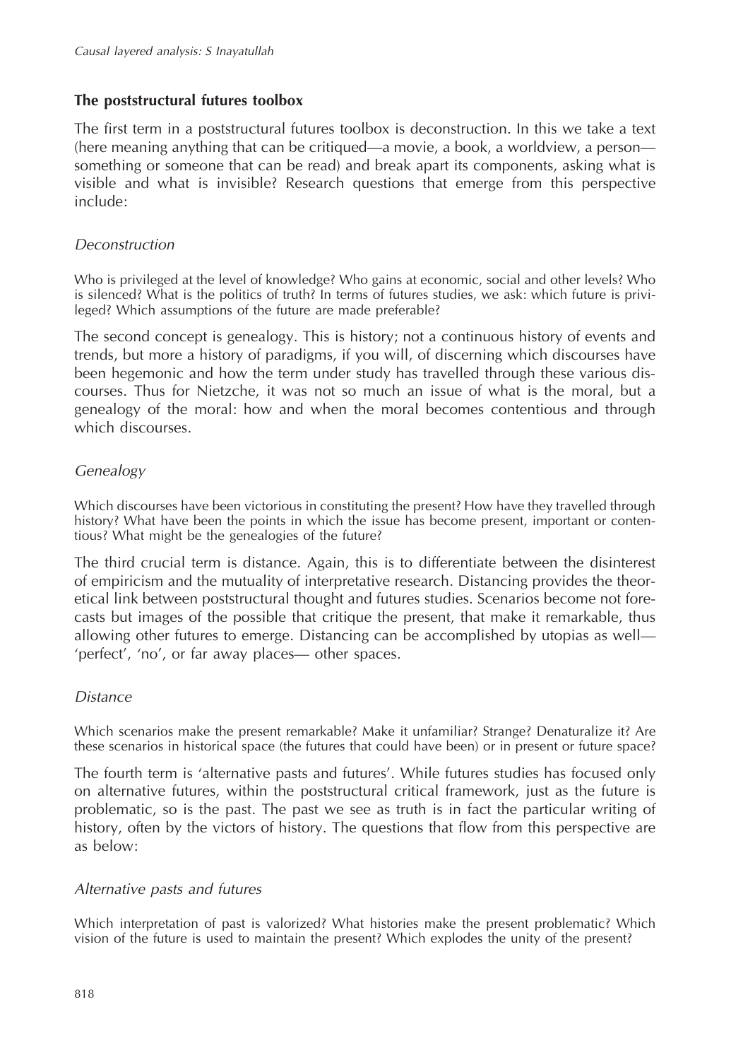### The poststructural futures toolbox

The first term in a poststructural futures toolbox is deconstruction. In this we take a text (here meaning anything that can be critiqued—a movie, a book, a worldview, a person—something or someone that can be read) and break apart its components, asking what is visible and what is invisible? Research questions that emerge from this perspective include:

#### *Deconstruction*

Who is privileged at the level of knowledge? Who gains at economic, social and other levels? Who is silenced? What is the politics of truth? In terms of futures studies, we ask: which future is privileged? Which assumptions of the future are made preferable?

The second concept is genealogy. This is history; not a continuous history of events and trends, but more a history of paradigms, if you will, of discerning which discourses have been hegemonic and how the term under study has travelled through these various discourses. Thus for Nietzche, it was not so much an issue of what is the moral, but a genealogy of the moral: how and when the moral becomes contentious and through which discourses.

#### *Genealogy*

Which discourses have been victorious in constituting the present? How have they travelled through history? What have been the points in which the issue has become present, important or contentious? What might be the genealogies of the future?

The third crucial term is distance. Again, this is to differentiate between the disinterest of empiricism and the mutuality of interpretative research. Distancing provides the theoretical link between poststructural thought and futures studies. Scenarios become not forecasts but images of the possible that critique the present, that make it remarkable, thus allowing other futures to emerge. Distancing can be accomplished by utopias as well—'perfect', 'no', or far away places— other spaces.

#### *Distance*

Which scenarios make the present remarkable? Make it unfamiliar? Strange? Denaturalize it? Are these scenarios in historical space (the futures that could have been) or in present or future space?

The fourth term is 'alternative pasts and futures'. While futures studies has focused only on alternative futures, within the poststructural critical framework, just as the future is problematic, so is the past. The past we see as truth is in fact the particular writing of history, often by the victors of history. The questions that flow from this perspective are as below:

#### *Alternative pasts and futures*

Which interpretation of past is valorized? What histories make the present problematic? Which vision of the future is used to maintain the present? Which explodes the unity of the present?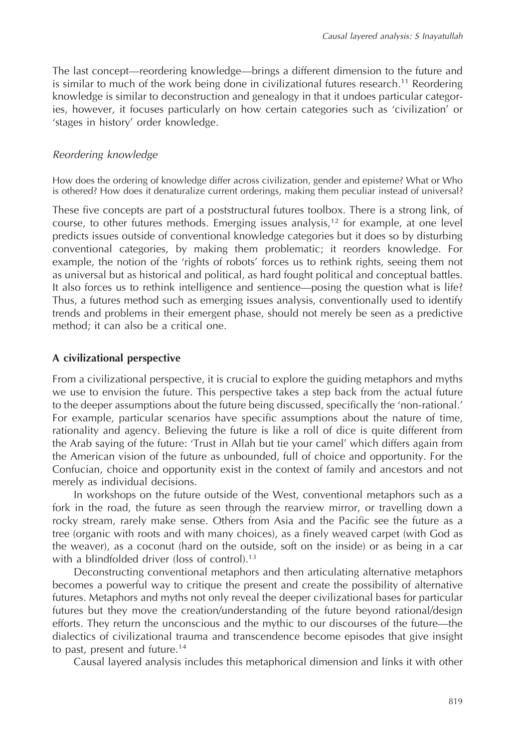The last concept—reordering knowledge—brings a different dimension to the future and is similar to much of the work being done in civilizational futures research.[11] Reordering knowledge is similar to deconstruction and genealogy in that it undoes particular categories, however, it focuses particularly on how certain categories such as 'civilization' or 'stages in history' order knowledge.

*Reordering knowledge*

How does the ordering of knowledge differ across civilization, gender and episteme? What or Who is othered? How does it denaturalize current orderings, making them peculiar instead of universal?

These five concepts are part of a poststructural futures toolbox. There is a strong link, of course, to other futures methods. Emerging issues analysis,[12] for example, at one level predicts issues outside of conventional knowledge categories but it does so by disturbing conventional categories, by making them problematic; it reorders knowledge. For example, the notion of the 'rights of robots' forces us to rethink rights, seeing them not as universal but as historical and political, as hard fought political and conceptual battles. It also forces us to rethink intelligence and sentience—posing the question what is life? Thus, a futures method such as emerging issues analysis, conventionally used to identify trends and problems in their emergent phase, should not merely be seen as a predictive method; it can also be a critical one.

**A civilizational perspective**

From a civilizational perspective, it is crucial to explore the guiding metaphors and myths we use to envision the future. This perspective takes a step back from the actual future to the deeper assumptions about the future being discussed, specifically the 'non-rational.' For example, particular scenarios have specific assumptions about the nature of time, rationality and agency. Believing the future is like a roll of dice is quite different from the Arab saying of the future: 'Trust in Allah but tie your camel' which differs again from the American vision of the future as unbounded, full of choice and opportunity. For the Confucian, choice and opportunity exist in the context of family and ancestors and not merely as individual decisions.

In workshops on the future outside of the West, conventional metaphors such as a fork in the road, the future as seen through the rearview mirror, or travelling down a rocky stream, rarely make sense. Others from Asia and the Pacific see the future as a tree (organic with roots and with many choices), as a finely weaved carpet (with God as the weaver), as a coconut (hard on the outside, soft on the inside) or as being in a car with a blindfolded driver (loss of control).[13]

Deconstructing conventional metaphors and then articulating alternative metaphors becomes a powerful way to critique the present and create the possibility of alternative futures. Metaphors and myths not only reveal the deeper civilizational bases for particular futures but they move the creation/understanding of the future beyond rational/design efforts. They return the unconscious and the mythic to our discourses of the future—the dialectics of civilizational trauma and transcendence become episodes that give insight to past, present and future.[14]

Causal layered analysis includes this metaphorical dimension and links it with other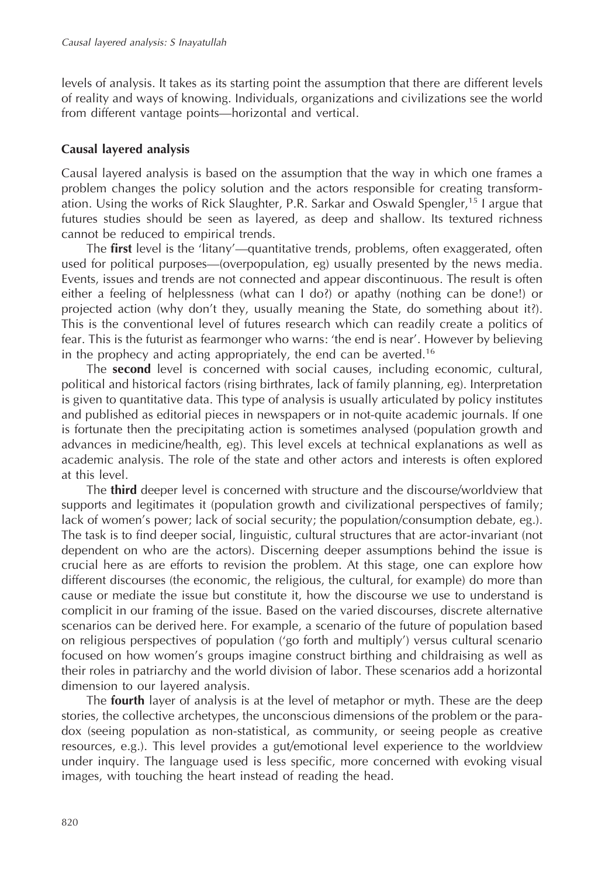levels of analysis. It takes as its starting point the assumption that there are different levels of reality and ways of knowing. Individuals, organizations and civilizations see the world from different vantage points—horizontal and vertical.

### Causal layered analysis

Causal layered analysis is based on the assumption that the way in which one frames a problem changes the policy solution and the actors responsible for creating transformation. Using the works of Rick Slaughter, P.R. Sarkar and Oswald Spengler,[15] I argue that futures studies should be seen as layered, as deep and shallow. Its textured richness cannot be reduced to empirical trends.

The **first** level is the 'litany'—quantitative trends, problems, often exaggerated, often used for political purposes—(overpopulation, eg) usually presented by the news media. Events, issues and trends are not connected and appear discontinuous. The result is often either a feeling of helplessness (what can I do?) or apathy (nothing can be done!) or projected action (why don't they, usually meaning the State, do something about it?). This is the conventional level of futures research which can readily create a politics of fear. This is the futurist as fearmonger who warns: 'the end is near'. However by believing in the prophecy and acting appropriately, the end can be averted.[16]

The **second** level is concerned with social causes, including economic, cultural, political and historical factors (rising birthrates, lack of family planning, eg). Interpretation is given to quantitative data. This type of analysis is usually articulated by policy institutes and published as editorial pieces in newspapers or in not-quite academic journals. If one is fortunate then the precipitating action is sometimes analysed (population growth and advances in medicine/health, eg). This level excels at technical explanations as well as academic analysis. The role of the state and other actors and interests is often explored at this level.

The **third** deeper level is concerned with structure and the discourse/worldview that supports and legitimates it (population growth and civilizational perspectives of family; lack of women's power; lack of social security; the population/consumption debate, eg.). The task is to find deeper social, linguistic, cultural structures that are actor-invariant (not dependent on who are the actors). Discerning deeper assumptions behind the issue is crucial here as are efforts to revision the problem. At this stage, one can explore how different discourses (the economic, the religious, the cultural, for example) do more than cause or mediate the issue but constitute it, how the discourse we use to understand is complicit in our framing of the issue. Based on the varied discourses, discrete alternative scenarios can be derived here. For example, a scenario of the future of population based on religious perspectives of population ('go forth and multiply') versus cultural scenario focused on how women's groups imagine construct birthing and childraising as well as their roles in patriarchy and the world division of labor. These scenarios add a horizontal dimension to our layered analysis.

The **fourth** layer of analysis is at the level of metaphor or myth. These are the deep stories, the collective archetypes, the unconscious dimensions of the problem or the paradox (seeing population as non-statistical, as community, or seeing people as creative resources, e.g.). This level provides a gut/emotional level experience to the worldview under inquiry. The language used is less specific, more concerned with evoking visual images, with touching the heart instead of reading the head.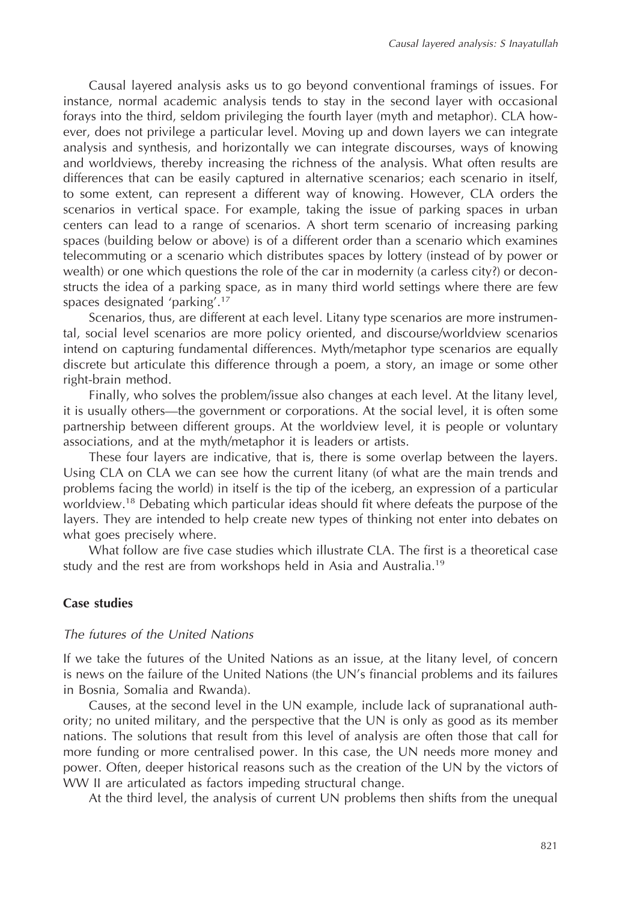Causal layered analysis asks us to go beyond conventional framings of issues. For instance, normal academic analysis tends to stay in the second layer with occasional forays into the third, seldom privileging the fourth layer (myth and metaphor). CLA however, does not privilege a particular level. Moving up and down layers we can integrate analysis and synthesis, and horizontally we can integrate discourses, ways of knowing and worldviews, thereby increasing the richness of the analysis. What often results are differences that can be easily captured in alternative scenarios; each scenario in itself, to some extent, can represent a different way of knowing. However, CLA orders the scenarios in vertical space. For example, taking the issue of parking spaces in urban centers can lead to a range of scenarios. A short term scenario of increasing parking spaces (building below or above) is of a different order than a scenario which examines telecommuting or a scenario which distributes spaces by lottery (instead of by power or wealth) or one which questions the role of the car in modernity (a carless city?) or deconstructs the idea of a parking space, as in many third world settings where there are few spaces designated 'parking'.[17]

Scenarios, thus, are different at each level. Litany type scenarios are more instrumental, social level scenarios are more policy oriented, and discourse/worldview scenarios intend on capturing fundamental differences. Myth/metaphor type scenarios are equally discrete but articulate this difference through a poem, a story, an image or some other right-brain method.

Finally, who solves the problem/issue also changes at each level. At the litany level, it is usually others—the government or corporations. At the social level, it is often some partnership between different groups. At the worldview level, it is people or voluntary associations, and at the myth/metaphor it is leaders or artists.

These four layers are indicative, that is, there is some overlap between the layers. Using CLA on CLA we can see how the current litany (of what are the main trends and problems facing the world) in itself is the tip of the iceberg, an expression of a particular worldview.[18] Debating which particular ideas should fit where defeats the purpose of the layers. They are intended to help create new types of thinking not enter into debates on what goes precisely where.

What follow are five case studies which illustrate CLA. The first is a theoretical case study and the rest are from workshops held in Asia and Australia.[19]

## Case studies

### *The futures of the United Nations*

If we take the futures of the United Nations as an issue, at the litany level, of concern is news on the failure of the United Nations (the UN's financial problems and its failures in Bosnia, Somalia and Rwanda).

Causes, at the second level in the UN example, include lack of supranational authority; no united military, and the perspective that the UN is only as good as its member nations. The solutions that result from this level of analysis are often those that call for more funding or more centralised power. In this case, the UN needs more money and power. Often, deeper historical reasons such as the creation of the UN by the victors of WW II are articulated as factors impeding structural change.

At the third level, the analysis of current UN problems then shifts from the unequal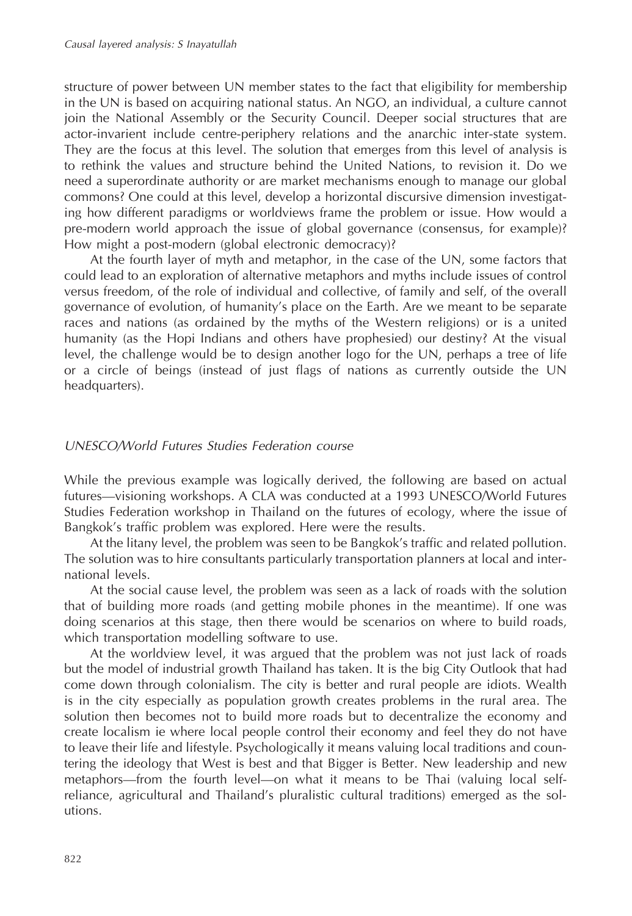structure of power between UN member states to the fact that eligibility for membership in the UN is based on acquiring national status. An NGO, an individual, a culture cannot join the National Assembly or the Security Council. Deeper social structures that are actor-invarient include centre-periphery relations and the anarchic inter-state system. They are the focus at this level. The solution that emerges from this level of analysis is to rethink the values and structure behind the United Nations, to revision it. Do we need a superordinate authority or are market mechanisms enough to manage our global commons? One could at this level, develop a horizontal discursive dimension investigating how different paradigms or worldviews frame the problem or issue. How would a pre-modern world approach the issue of global governance (consensus, for example)? How might a post-modern (global electronic democracy)?

At the fourth layer of myth and metaphor, in the case of the UN, some factors that could lead to an exploration of alternative metaphors and myths include issues of control versus freedom, of the role of individual and collective, of family and self, of the overall governance of evolution, of humanity's place on the Earth. Are we meant to be separate races and nations (as ordained by the myths of the Western religions) or is a united humanity (as the Hopi Indians and others have prophesied) our destiny? At the visual level, the challenge would be to design another logo for the UN, perhaps a tree of life or a circle of beings (instead of just flags of nations as currently outside the UN headquarters).

## *UNESCO/World Futures Studies Federation course*

While the previous example was logically derived, the following are based on actual futures—visioning workshops. A CLA was conducted at a 1993 UNESCO/World Futures Studies Federation workshop in Thailand on the futures of ecology, where the issue of Bangkok's traffic problem was explored. Here were the results.

At the litany level, the problem was seen to be Bangkok's traffic and related pollution. The solution was to hire consultants particularly transportation planners at local and international levels.

At the social cause level, the problem was seen as a lack of roads with the solution that of building more roads (and getting mobile phones in the meantime). If one was doing scenarios at this stage, then there would be scenarios on where to build roads, which transportation modelling software to use.

At the worldview level, it was argued that the problem was not just lack of roads but the model of industrial growth Thailand has taken. It is the big City Outlook that had come down through colonialism. The city is better and rural people are idiots. Wealth is in the city especially as population growth creates problems in the rural area. The solution then becomes not to build more roads but to decentralize the economy and create localism ie where local people control their economy and feel they do not have to leave their life and lifestyle. Psychologically it means valuing local traditions and countering the ideology that West is best and that Bigger is Better. New leadership and new metaphors—from the fourth level—on what it means to be Thai (valuing local self-reliance, agricultural and Thailand's pluralistic cultural traditions) emerged as the solutions.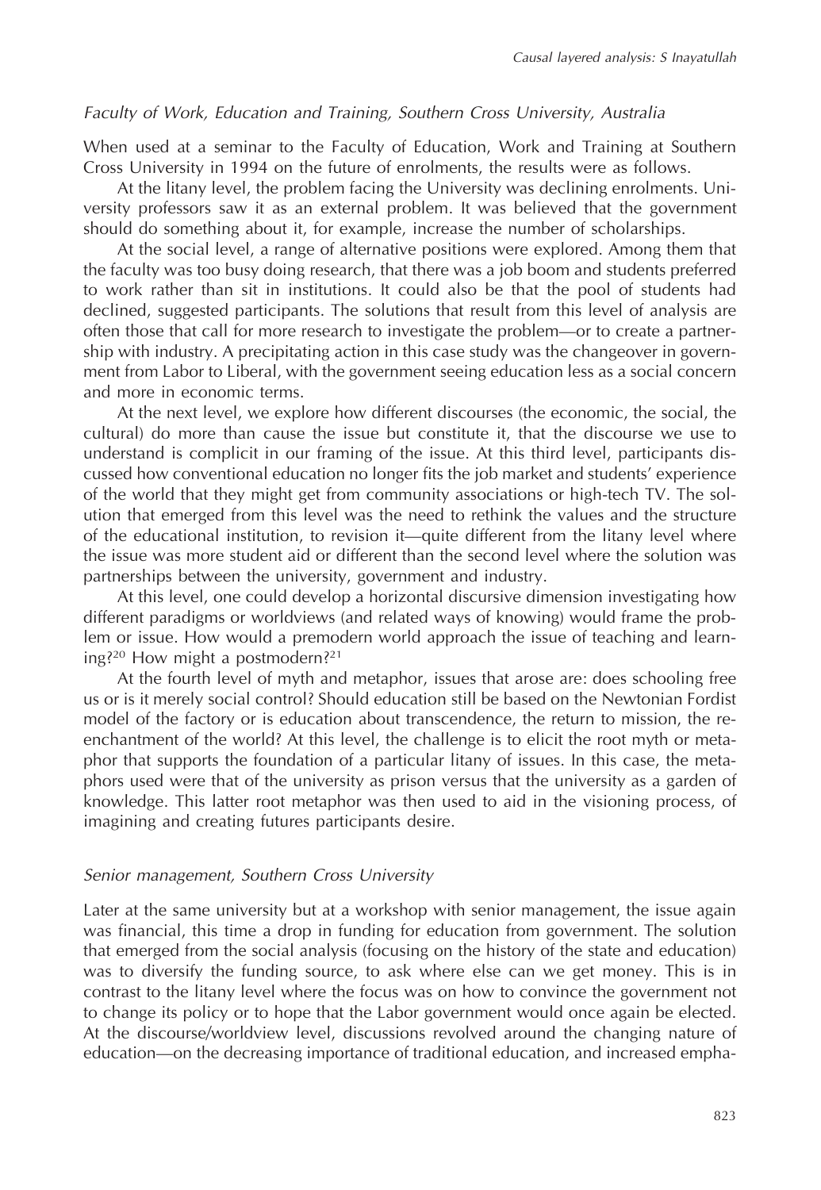*Faculty of Work, Education and Training, Southern Cross University, Australia*

When used at a seminar to the Faculty of Education, Work and Training at Southern Cross University in 1994 on the future of enrolments, the results were as follows.

At the litany level, the problem facing the University was declining enrolments. University professors saw it as an external problem. It was believed that the government should do something about it, for example, increase the number of scholarships.

At the social level, a range of alternative positions were explored. Among them that the faculty was too busy doing research, that there was a job boom and students preferred to work rather than sit in institutions. It could also be that the pool of students had declined, suggested participants. The solutions that result from this level of analysis are often those that call for more research to investigate the problem—or to create a partnership with industry. A precipitating action in this case study was the changeover in government from Labor to Liberal, with the government seeing education less as a social concern and more in economic terms.

At the next level, we explore how different discourses (the economic, the social, the cultural) do more than cause the issue but constitute it, that the discourse we use to understand is complicit in our framing of the issue. At this third level, participants discussed how conventional education no longer fits the job market and students' experience of the world that they might get from community associations or high-tech TV. The solution that emerged from this level was the need to rethink the values and the structure of the educational institution, to revision it—quite different from the litany level where the issue was more student aid or different than the second level where the solution was partnerships between the university, government and industry.

At this level, one could develop a horizontal discursive dimension investigating how different paradigms or worldviews (and related ways of knowing) would frame the problem or issue. How would a premodern world approach the issue of teaching and learning?[20] How might a postmodern?[21]

At the fourth level of myth and metaphor, issues that arose are: does schooling free us or is it merely social control? Should education still be based on the Newtonian Fordist model of the factory or is education about transcendence, the return to mission, the re-enchantment of the world? At this level, the challenge is to elicit the root myth or metaphor that supports the foundation of a particular litany of issues. In this case, the metaphors used were that of the university as prison versus that the university as a garden of knowledge. This latter root metaphor was then used to aid in the visioning process, of imagining and creating futures participants desire.

*Senior management, Southern Cross University*

Later at the same university but at a workshop with senior management, the issue again was financial, this time a drop in funding for education from government. The solution that emerged from the social analysis (focusing on the history of the state and education) was to diversify the funding source, to ask where else can we get money. This is in contrast to the litany level where the focus was on how to convince the government not to change its policy or to hope that the Labor government would once again be elected. At the discourse/worldview level, discussions revolved around the changing nature of education—on the decreasing importance of traditional education, and increased empha-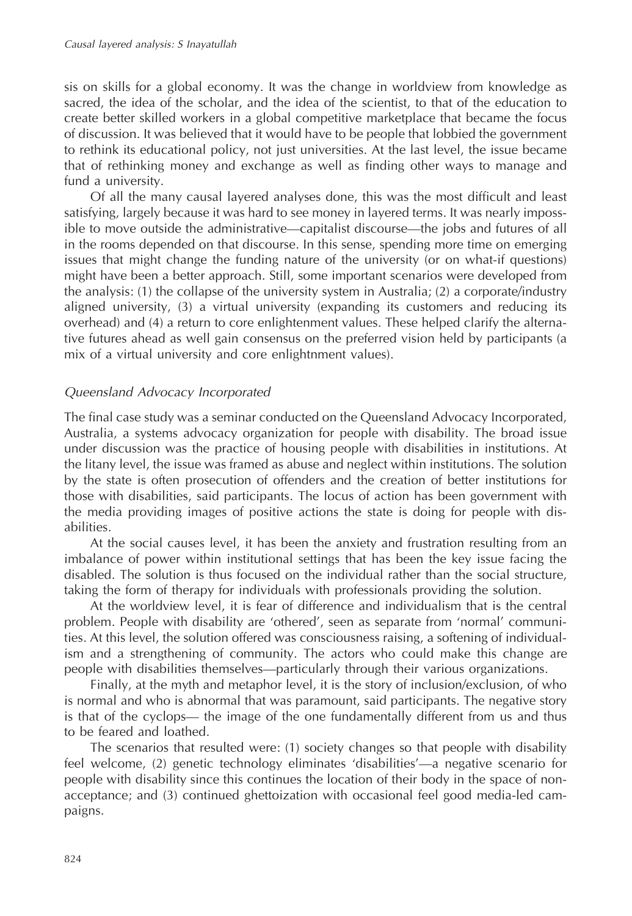sis on skills for a global economy. It was the change in worldview from knowledge as sacred, the idea of the scholar, and the idea of the scientist, to that of the education to create better skilled workers in a global competitive marketplace that became the focus of discussion. It was believed that it would have to be people that lobbied the government to rethink its educational policy, not just universities. At the last level, the issue became that of rethinking money and exchange as well as finding other ways to manage and fund a university.

Of all the many causal layered analyses done, this was the most difficult and least satisfying, largely because it was hard to see money in layered terms. It was nearly impossible to move outside the administrative—capitalist discourse—the jobs and futures of all in the rooms depended on that discourse. In this sense, spending more time on emerging issues that might change the funding nature of the university (or on what-if questions) might have been a better approach. Still, some important scenarios were developed from the analysis: (1) the collapse of the university system in Australia; (2) a corporate/industry aligned university, (3) a virtual university (expanding its customers and reducing its overhead) and (4) a return to core enlightenment values. These helped clarify the alternative futures ahead as well gain consensus on the preferred vision held by participants (a mix of a virtual university and core enlightnment values).

### *Queensland Advocacy Incorporated*

The final case study was a seminar conducted on the Queensland Advocacy Incorporated, Australia, a systems advocacy organization for people with disability. The broad issue under discussion was the practice of housing people with disabilities in institutions. At the litany level, the issue was framed as abuse and neglect within institutions. The solution by the state is often prosecution of offenders and the creation of better institutions for those with disabilities, said participants. The locus of action has been government with the media providing images of positive actions the state is doing for people with disabilities.

At the social causes level, it has been the anxiety and frustration resulting from an imbalance of power within institutional settings that has been the key issue facing the disabled. The solution is thus focused on the individual rather than the social structure, taking the form of therapy for individuals with professionals providing the solution.

At the worldview level, it is fear of difference and individualism that is the central problem. People with disability are 'othered', seen as separate from 'normal' communities. At this level, the solution offered was consciousness raising, a softening of individualism and a strengthening of community. The actors who could make this change are people with disabilities themselves—particularly through their various organizations.

Finally, at the myth and metaphor level, it is the story of inclusion/exclusion, of who is normal and who is abnormal that was paramount, said participants. The negative story is that of the cyclops— the image of the one fundamentally different from us and thus to be feared and loathed.

The scenarios that resulted were: (1) society changes so that people with disability feel welcome, (2) genetic technology eliminates 'disabilities'—a negative scenario for people with disability since this continues the location of their body in the space of non-acceptance; and (3) continued ghettoization with occasional feel good media-led campaigns.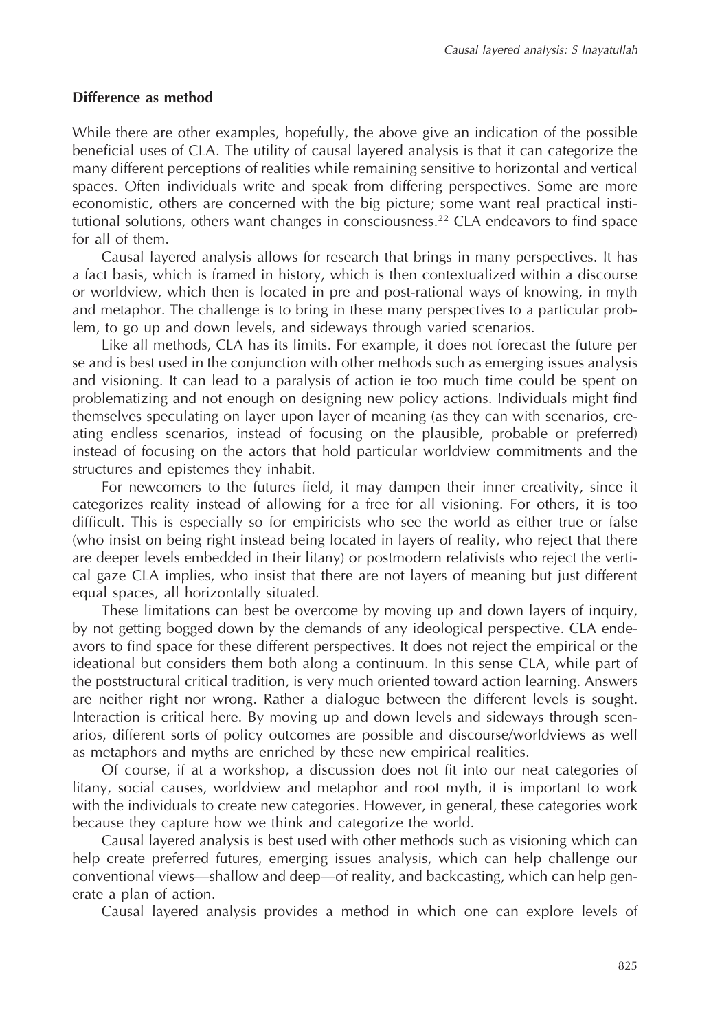### Difference as method

While there are other examples, hopefully, the above give an indication of the possible beneficial uses of CLA. The utility of causal layered analysis is that it can categorize the many different perceptions of realities while remaining sensitive to horizontal and vertical spaces. Often individuals write and speak from differing perspectives. Some are more economistic, others are concerned with the big picture; some want real practical institutional solutions, others want changes in consciousness.[22] CLA endeavors to find space for all of them.

Causal layered analysis allows for research that brings in many perspectives. It has a fact basis, which is framed in history, which is then contextualized within a discourse or worldview, which then is located in pre and post-rational ways of knowing, in myth and metaphor. The challenge is to bring in these many perspectives to a particular problem, to go up and down levels, and sideways through varied scenarios.

Like all methods, CLA has its limits. For example, it does not forecast the future per se and is best used in the conjunction with other methods such as emerging issues analysis and visioning. It can lead to a paralysis of action ie too much time could be spent on problematizing and not enough on designing new policy actions. Individuals might find themselves speculating on layer upon layer of meaning (as they can with scenarios, creating endless scenarios, instead of focusing on the plausible, probable or preferred) instead of focusing on the actors that hold particular worldview commitments and the structures and epistemes they inhabit.

For newcomers to the futures field, it may dampen their inner creativity, since it categorizes reality instead of allowing for a free for all visioning. For others, it is too difficult. This is especially so for empiricists who see the world as either true or false (who insist on being right instead being located in layers of reality, who reject that there are deeper levels embedded in their litany) or postmodern relativists who reject the vertical gaze CLA implies, who insist that there are not layers of meaning but just different equal spaces, all horizontally situated.

These limitations can best be overcome by moving up and down layers of inquiry, by not getting bogged down by the demands of any ideological perspective. CLA endeavors to find space for these different perspectives. It does not reject the empirical or the ideational but considers them both along a continuum. In this sense CLA, while part of the poststructural critical tradition, is very much oriented toward action learning. Answers are neither right nor wrong. Rather a dialogue between the different levels is sought. Interaction is critical here. By moving up and down levels and sideways through scenarios, different sorts of policy outcomes are possible and discourse/worldviews as well as metaphors and myths are enriched by these new empirical realities.

Of course, if at a workshop, a discussion does not fit into our neat categories of litany, social causes, worldview and metaphor and root myth, it is important to work with the individuals to create new categories. However, in general, these categories work because they capture how we think and categorize the world.

Causal layered analysis is best used with other methods such as visioning which can help create preferred futures, emerging issues analysis, which can help challenge our conventional views—shallow and deep—of reality, and backcasting, which can help generate a plan of action.

Causal layered analysis provides a method in which one can explore levels of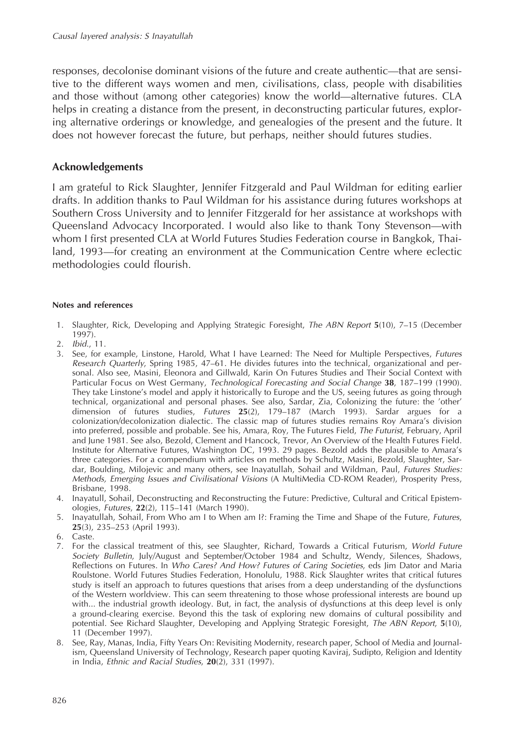responses, decolonise dominant visions of the future and create authentic—that are sensitive to the different ways women and men, civilisations, class, people with disabilities and those without (among other categories) know the world—alternative futures. CLA helps in creating a distance from the present, in deconstructing particular futures, exploring alternative orderings or knowledge, and genealogies of the present and the future. It does not however forecast the future, but perhaps, neither should futures studies.

## Acknowledgements

I am grateful to Rick Slaughter, Jennifer Fitzgerald and Paul Wildman for editing earlier drafts. In addition thanks to Paul Wildman for his assistance during futures workshops at Southern Cross University and to Jennifer Fitzgerald for her assistance at workshops with Queensland Advocacy Incorporated. I would also like to thank Tony Stevenson—with whom I first presented CLA at World Futures Studies Federation course in Bangkok, Thailand, 1993—for creating an environment at the Communication Centre where eclectic methodologies could flourish.

#### Notes and references

1. Slaughter, Rick, Developing and Applying Strategic Foresight, *The ABN Report* **5**(10), 7–15 (December 1997).
2. *Ibid.*, 11.
3. See, for example, Linstone, Harold, What I have Learned: The Need for Multiple Perspectives, *Futures Research Quarterly*, Spring 1985, 47–61. He divides futures into the technical, organizational and personal. Also see, Masini, Eleonora and Gillwald, Karin On Futures Studies and Their Social Context with Particular Focus on West Germany, *Technological Forecasting and Social Change* **38**, 187–199 (1990). They take Linstone's model and apply it historically to Europe and the US, seeing futures as going through technical, organizational and personal phases. See also, Sardar, Zia, Colonizing the future: the 'other' dimension of futures studies, *Futures* **25**(2), 179–187 (March 1993). Sardar argues for a colonization/decolonization dialectic. The classic map of futures studies remains Roy Amara's division into preferred, possible and probable. See his, Amara, Roy, The Futures Field, *The Futurist*, February, April and June 1981. See also, Bezold, Clement and Hancock, Trevor, An Overview of the Health Futures Field. Institute for Alternative Futures, Washington DC, 1993. 29 pages. Bezold adds the plausible to Amara's three categories. For a compendium with articles on methods by Schultz, Masini, Bezold, Slaughter, Sardar, Boulding, Milojevic and many others, see Inayatullah, Sohail and Wildman, Paul, *Futures Studies: Methods, Emerging Issues and Civilisational Visions* (A MultiMedia CD-ROM Reader), Prosperity Press, Brisbane, 1998.
4. Inayatull, Sohail, Deconstructing and Reconstructing the Future: Predictive, Cultural and Critical Epistemologies, *Futures*, **22**(2), 115–141 (March 1990).
5. Inayatullah, Sohail, From Who am I to When am I?: Framing the Time and Shape of the Future, *Futures*, **25**(3), 235–253 (April 1993).
6. Caste.
7. For the classical treatment of this, see Slaughter, Richard, Towards a Critical Futurism, *World Future Society Bulletin*, July/August and September/October 1984 and Schultz, Wendy, Silences, Shadows, Reflections on Futures. In *Who Cares? And How? Futures of Caring Societies*, eds Jim Dator and Maria Roulstone. World Futures Studies Federation, Honolulu, 1988. Rick Slaughter writes that critical futures study is itself an approach to futures questions that arises from a deep understanding of the dysfunctions of the Western worldview. This can seem threatening to those whose professional interests are bound up with... the industrial growth ideology. But, in fact, the analysis of dysfunctions at this deep level is only a ground-clearing exercise. Beyond this the task of exploring new domains of cultural possibility and potential. See Richard Slaughter, Developing and Applying Strategic Foresight, *The ABN Report*, **5**(10), 11 (December 1997).
8. See, Ray, Manas, India, Fifty Years On: Revisiting Modernity, research paper, School of Media and Journalism, Queensland University of Technology, Research paper quoting Kaviraj, Sudipto, Religion and Identity in India, *Ethnic and Racial Studies*, **20**(2), 331 (1997).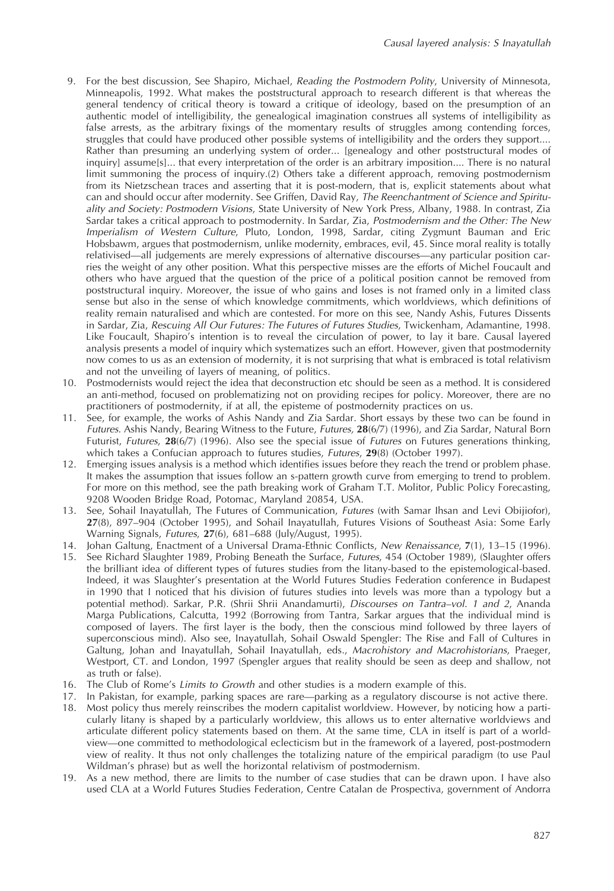9. For the best discussion, See Shapiro, Michael, *Reading the Postmodern Polity*, University of Minnesota, Minneapolis, 1992. What makes the poststructural approach to research different is that whereas the general tendency of critical theory is toward a critique of ideology, based on the presumption of an authentic model of intelligibility, the genealogical imagination construes all systems of intelligibility as false arrests, as the arbitrary fixings of the momentary results of struggles among contending forces, struggles that could have produced other possible systems of intelligibility and the orders they support.... Rather than presuming an underlying system of order... [genealogy and other poststructural modes of inquiry] assume[s]... that every interpretation of the order is an arbitrary imposition.... There is no natural limit summoning the process of inquiry.(2) Others take a different approach, removing postmodernism from its Nietzschean traces and asserting that it is post-modern, that is, explicit statements about what can and should occur after modernity. See Griffen, David Ray, *The Reenchantment of Science and Spirituality and Society: Postmodern Visions*, State University of New York Press, Albany, 1988. In contrast, Zia Sardar takes a critical approach to postmodernity. In Sardar, Zia, *Postmodernism and the Other: The New Imperialism of Western Culture*, Pluto, London, 1998, Sardar, citing Zygmunt Bauman and Eric Hobsbawm, argues that postmodernism, unlike modernity, embraces, evil, 45. Since moral reality is totally relativised—all judgements are merely expressions of alternative discourses—any particular position carries the weight of any other position. What this perspective misses are the efforts of Michel Foucault and others who have argued that the question of the price of a political position cannot be removed from poststructural inquiry. Moreover, the issue of who gains and loses is not framed only in a limited class sense but also in the sense of which knowledge commitments, which worldviews, which definitions of reality remain naturalised and which are contested. For more on this see, Nandy Ashis, Futures Dissents in Sardar, Zia, *Rescuing All Our Futures: The Futures of Futures Studies*, Twickenham, Adamantine, 1998. Like Foucault, Shapiro's intention is to reveal the circulation of power, to lay it bare. Causal layered analysis presents a model of inquiry which systematizes such an effort. However, given that postmodernity now comes to us as an extension of modernity, it is not surprising that what is embraced is total relativism and not the unveiling of layers of meaning, of politics.
10. Postmodernists would reject the idea that deconstruction etc should be seen as a method. It is considered an anti-method, focused on problematizing not on providing recipes for policy. Moreover, there are no practitioners of postmodernity, if at all, the episteme of postmodernity practices on us.
11. See, for example, the works of Ashis Nandy and Zia Sardar. Short essays by these two can be found in *Futures*. Ashis Nandy, Bearing Witness to the Future, *Futures*, **28**(6/7) (1996), and Zia Sardar, Natural Born Futurist, *Futures*, **28**(6/7) (1996). Also see the special issue of *Futures* on Futures generations thinking, which takes a Confucian approach to futures studies, *Futures*, **29**(8) (October 1997).
12. Emerging issues analysis is a method which identifies issues before they reach the trend or problem phase. It makes the assumption that issues follow an s-pattern growth curve from emerging to trend to problem. For more on this method, see the path breaking work of Graham T.T. Molitor, Public Policy Forecasting, 9208 Wooden Bridge Road, Potomac, Maryland 20854, USA.
13. See, Sohail Inayatullah, The Futures of Communication, *Futures* (with Samar Ihsan and Levi Obijiofor), **27**(8), 897–904 (October 1995), and Sohail Inayatullah, Futures Visions of Southeast Asia: Some Early Warning Signals, *Futures*, **27**(6), 681–688 (July/August, 1995).
14. Johan Galtung, Enactment of a Universal Drama-Ethnic Conflicts, *New Renaissance*, **7**(1), 13–15 (1996).
15. See Richard Slaughter 1989, Probing Beneath the Surface, *Futures*, 454 (October 1989), (Slaughter offers the brilliant idea of different types of futures studies from the litany-based to the epistemological-based. Indeed, it was Slaughter's presentation at the World Futures Studies Federation conference in Budapest in 1990 that I noticed that his division of futures studies into levels was more than a typology but a potential method). Sarkar, P.R. (Shrii Shrii Anandamurti), *Discourses on Tantra–vol. 1 and 2*, Ananda Marga Publications, Calcutta, 1992 (Borrowing from Tantra, Sarkar argues that the individual mind is composed of layers. The first layer is the body, then the conscious mind followed by three layers of superconscious mind). Also see, Inayatullah, Sohail Oswald Spengler: The Rise and Fall of Cultures in Galtung, Johan and Inayatullah, Sohail Inayatullah, eds., *Macrohistory and Macrohistorians*, Praeger, Westport, CT. and London, 1997 (Spengler argues that reality should be seen as deep and shallow, not as truth or false).
16. The Club of Rome's *Limits to Growth* and other studies is a modern example of this.
17. In Pakistan, for example, parking spaces are rare—parking as a regulatory discourse is not active there.
18. Most policy thus merely reinscribes the modern capitalist worldview. However, by noticing how a particularly litany is shaped by a particularly worldview, this allows us to enter alternative worldviews and articulate different policy statements based on them. At the same time, CLA in itself is part of a worldview—one committed to methodological eclecticism but in the framework of a layered, post-postmodern view of reality. It thus not only challenges the totalizing nature of the empirical paradigm (to use Paul Wildman's phrase) but as well the horizontal relativism of postmodernism.
19. As a new method, there are limits to the number of case studies that can be drawn upon. I have also used CLA at a World Futures Studies Federation, Centre Catalan de Prospectiva, government of Andorra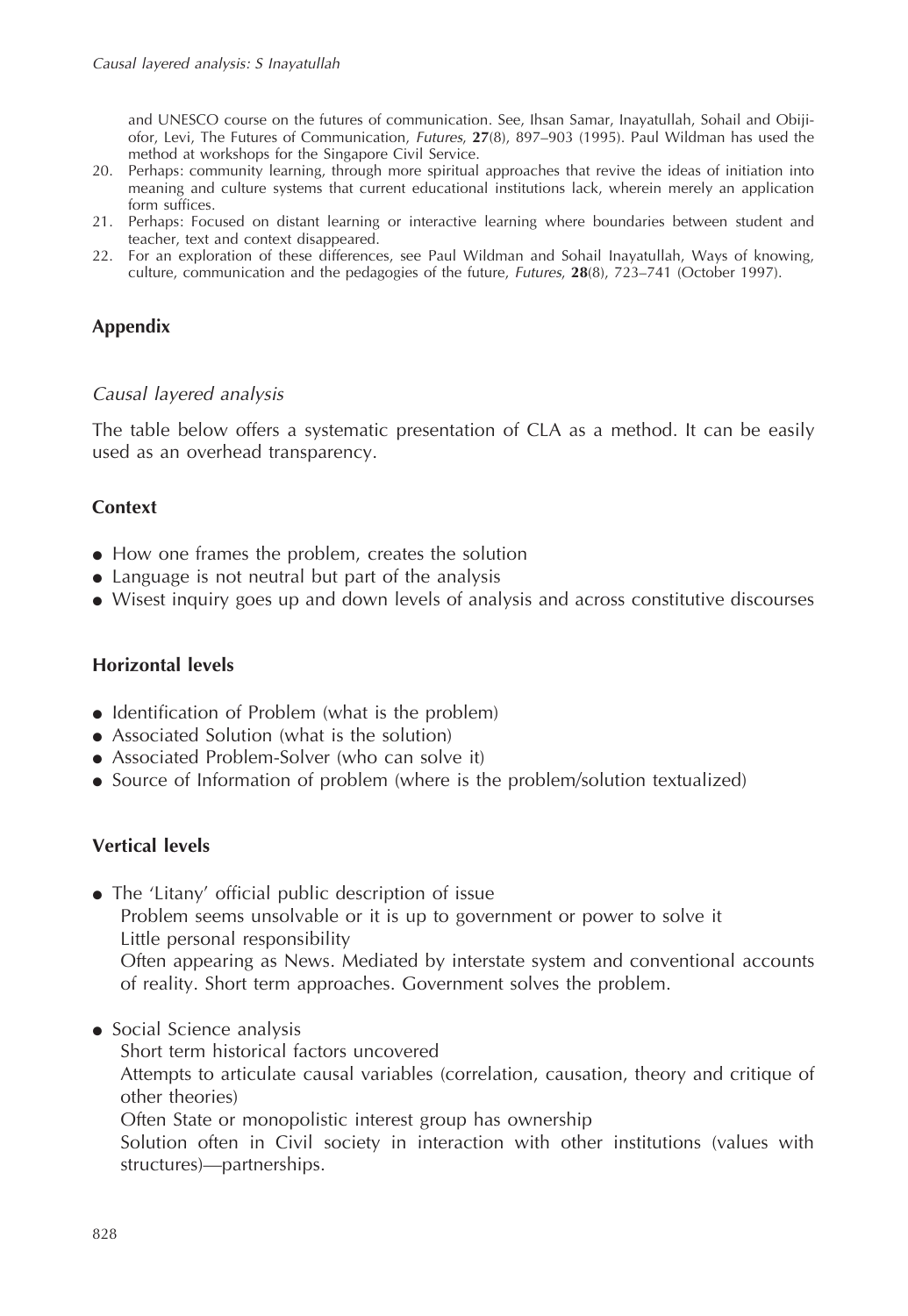and UNESCO course on the futures of communication. See, Ihsan Samar, Inayatullah, Sohail and Obijiofor, Levi, The Futures of Communication, *Futures*, **27**(8), 897–903 (1995). Paul Wildman has used the method at workshops for the Singapore Civil Service.

20. Perhaps: community learning, through more spiritual approaches that revive the ideas of initiation into meaning and culture systems that current educational institutions lack, wherein merely an application form suffices.
21. Perhaps: Focused on distant learning or interactive learning where boundaries between student and teacher, text and context disappeared.
22. For an exploration of these differences, see Paul Wildman and Sohail Inayatullah, Ways of knowing, culture, communication and the pedagogies of the future, *Futures*, **28**(8), 723–741 (October 1997).

## Appendix

### *Causal layered analysis*

The table below offers a systematic presentation of CLA as a method. It can be easily used as an overhead transparency.

#### Context

- How one frames the problem, creates the solution
- Language is not neutral but part of the analysis
- Wisest inquiry goes up and down levels of analysis and across constitutive discourses

#### Horizontal levels

- Identification of Problem (what is the problem)
- Associated Solution (what is the solution)
- Associated Problem-Solver (who can solve it)
- Source of Information of problem (where is the problem/solution textualized)

#### Vertical levels

- The 'Litany' official public description of issue
  Problem seems unsolvable or it is up to government or power to solve it
  Little personal responsibility
  Often appearing as News. Mediated by interstate system and conventional accounts of reality. Short term approaches. Government solves the problem.

- Social Science analysis
  Short term historical factors uncovered
  Attempts to articulate causal variables (correlation, causation, theory and critique of other theories)
  Often State or monopolistic interest group has ownership
  Solution often in Civil society in interaction with other institutions (values with structures)—partnerships.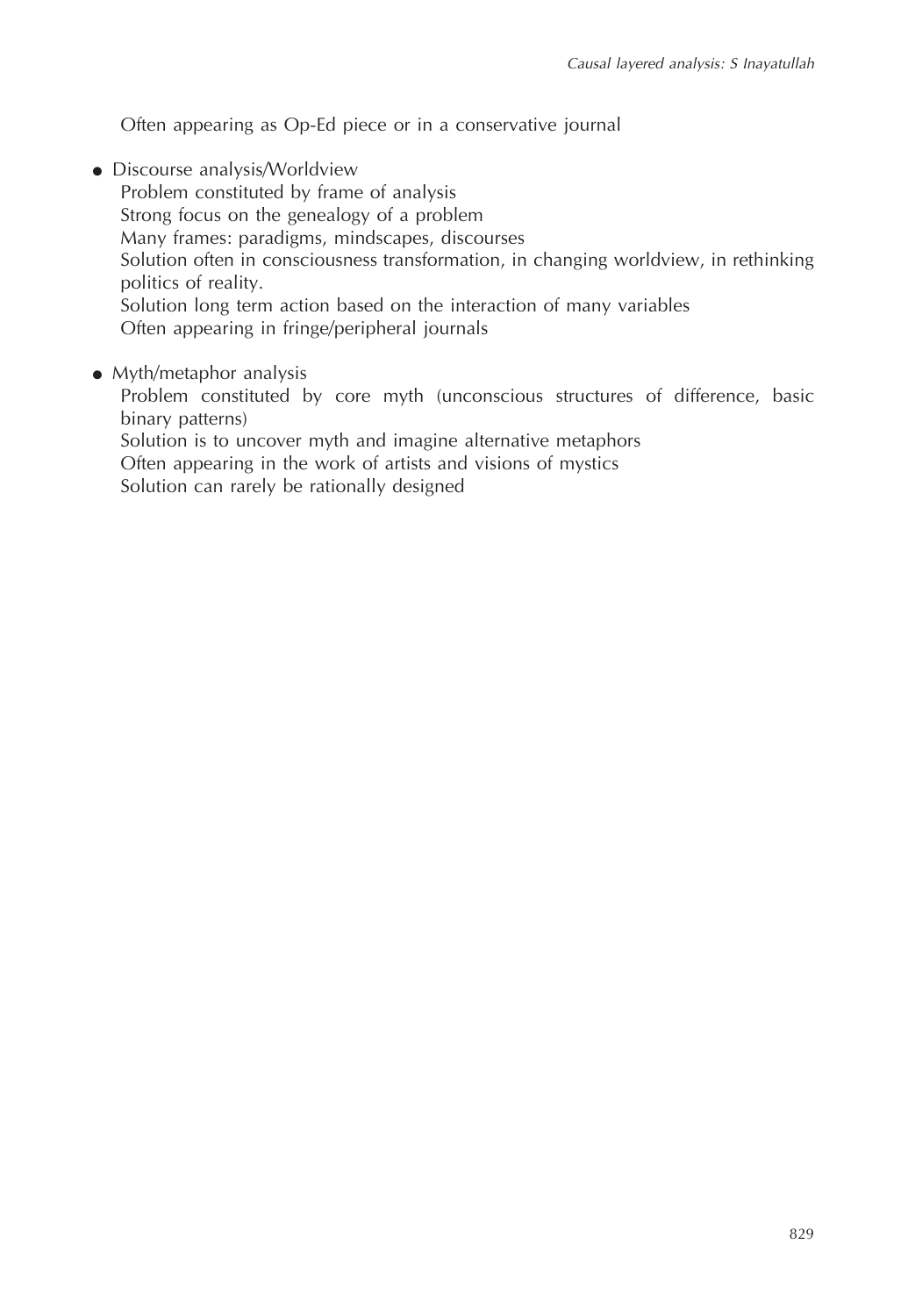Often appearing as Op-Ed piece or in a conservative journal

- Discourse analysis/Worldview
  Problem constituted by frame of analysis
  Strong focus on the genealogy of a problem
  Many frames: paradigms, mindscapes, discourses
  Solution often in consciousness transformation, in changing worldview, in rethinking politics of reality.
  Solution long term action based on the interaction of many variables
  Often appearing in fringe/peripheral journals

- Myth/metaphor analysis
  Problem constituted by core myth (unconscious structures of difference, basic binary patterns)
  Solution is to uncover myth and imagine alternative metaphors
  Often appearing in the work of artists and visions of mystics
  Solution can rarely be rationally designed